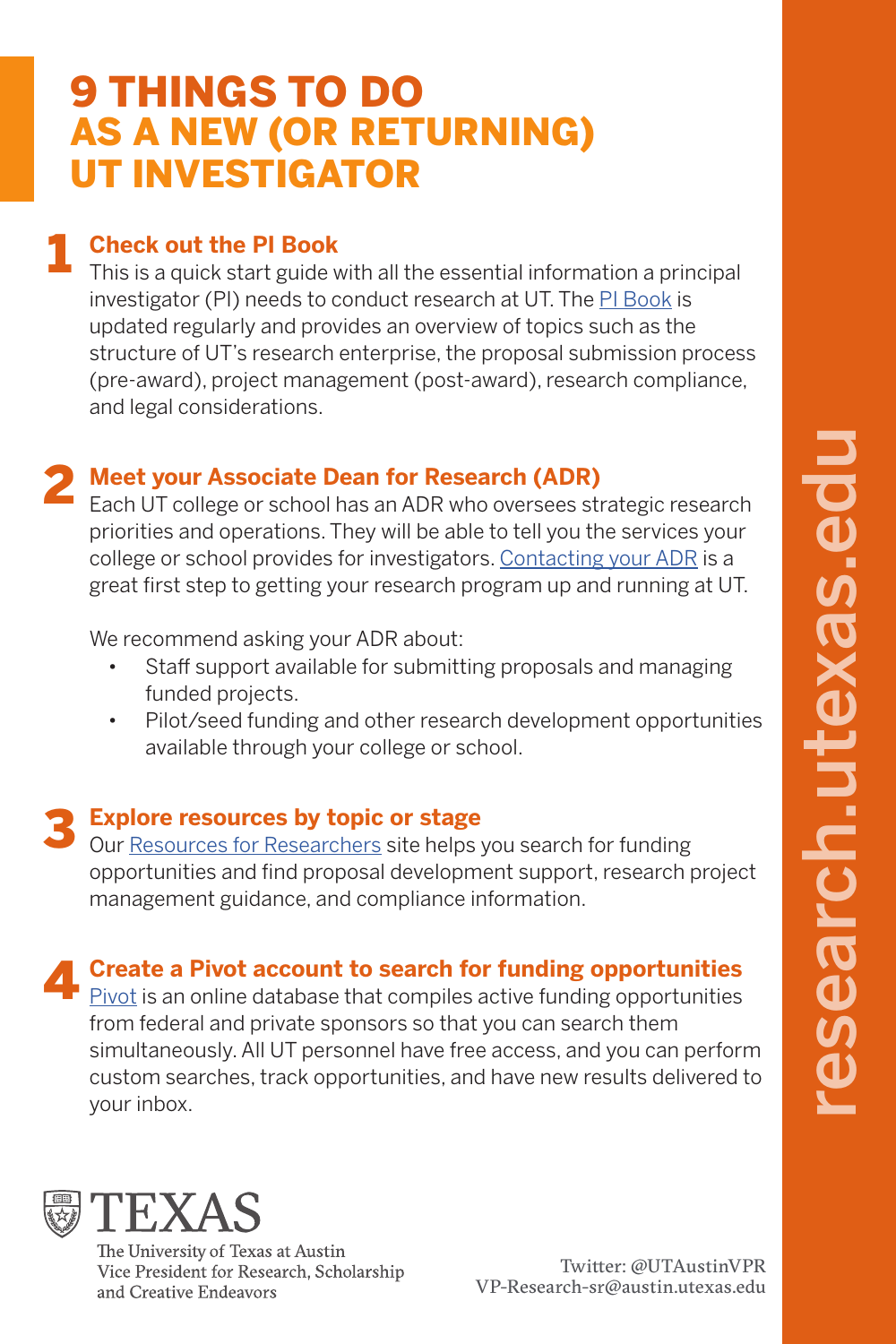# 9 THINGS TO DO AS A NEW (OR RETURNING) UT INVESTIGATOR

## 1 Check out the PI Book

This is a quick start guide with all the essential information a principal investigator (PI) needs to conduct research at UT. The PI Book is updated regularly and provides an overview of topics such as the structure of UT's research enterprise, the proposal submission process (pre-award), project management (post-award), research compliance, and legal considerations.

## 2 Meet your Associate Dean for Research (ADR)

Each UT college or school has an ADR who oversees strategic research priorities and operations. They will be able to tell you the services your college or school provides for investigators. Contacting your ADR is a great first step to getting your research program up and running at UT.

We recommend asking your ADR about:

- Staff support available for submitting proposals and managing funded projects.
- Pilot/seed funding and other research development opportunities available through your college or school.

## 3 Explore resources by topic or stage

Our Resources for Researchers site helps you search for funding opportunities and find proposal development support, research project management guidance, and compliance information.

## 4 Create a Pivot account to search for funding opportunities

Pivot is an online database that compiles active funding opportunities from federal and private sponsors so that you can search them simultaneously. All UT personnel have free access, and you can perform custom searches, track opportunities, and have new results delivered to your inbox.

TEXAS
The University of Texas at Austin
Vice President for Research, Scholarship and Creative Endeavors

Twitter: @UTAustinVPR
VP-Research-sr@austin.utexas.edu

research.utexas.edu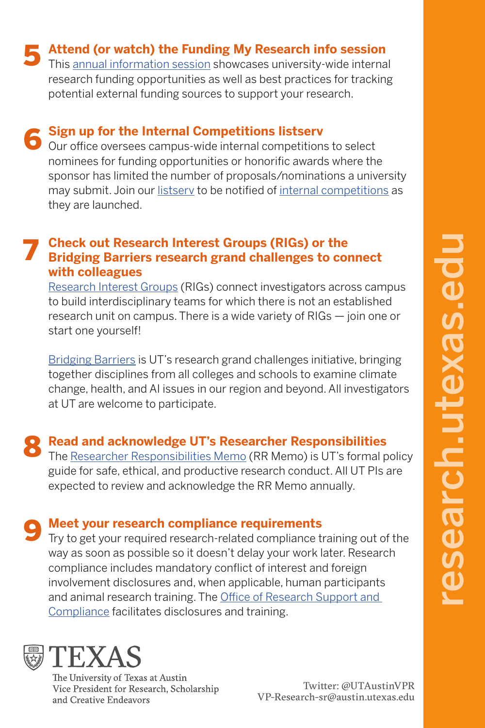## 5 Attend (or watch) the Funding My Research info session

This annual information session showcases university-wide internal research funding opportunities as well as best practices for tracking potential external funding sources to support your research.

## 6 Sign up for the Internal Competitions listserv

Our office oversees campus-wide internal competitions to select nominees for funding opportunities or honorific awards where the sponsor has limited the number of proposals/nominations a university may submit. Join our listserv to be notified of internal competitions as they are launched.

## 7 Check out Research Interest Groups (RIGs) or the Bridging Barriers research grand challenges to connect with colleagues

Research Interest Groups (RIGs) connect investigators across campus to build interdisciplinary teams for which there is not an established research unit on campus. There is a wide variety of RIGs — join one or start one yourself!

Bridging Barriers is UT's research grand challenges initiative, bringing together disciplines from all colleges and schools to examine climate change, health, and AI issues in our region and beyond. All investigators at UT are welcome to participate.

## 8 Read and acknowledge UT's Researcher Responsibilities

The Researcher Responsibilities Memo (RR Memo) is UT's formal policy guide for safe, ethical, and productive research conduct. All UT PIs are expected to review and acknowledge the RR Memo annually.

## 9 Meet your research compliance requirements

Try to get your required research-related compliance training out of the way as soon as possible so it doesn't delay your work later. Research compliance includes mandatory conflict of interest and foreign involvement disclosures and, when applicable, human participants and animal research training. The Office of Research Support and Compliance facilitates disclosures and training.

TEXAS

The University of Texas at Austin
Vice President for Research, Scholarship and Creative Endeavors

Twitter: @UTAustinVPR
VP-Research-sr@austin.utexas.edu

research.utexas.edu